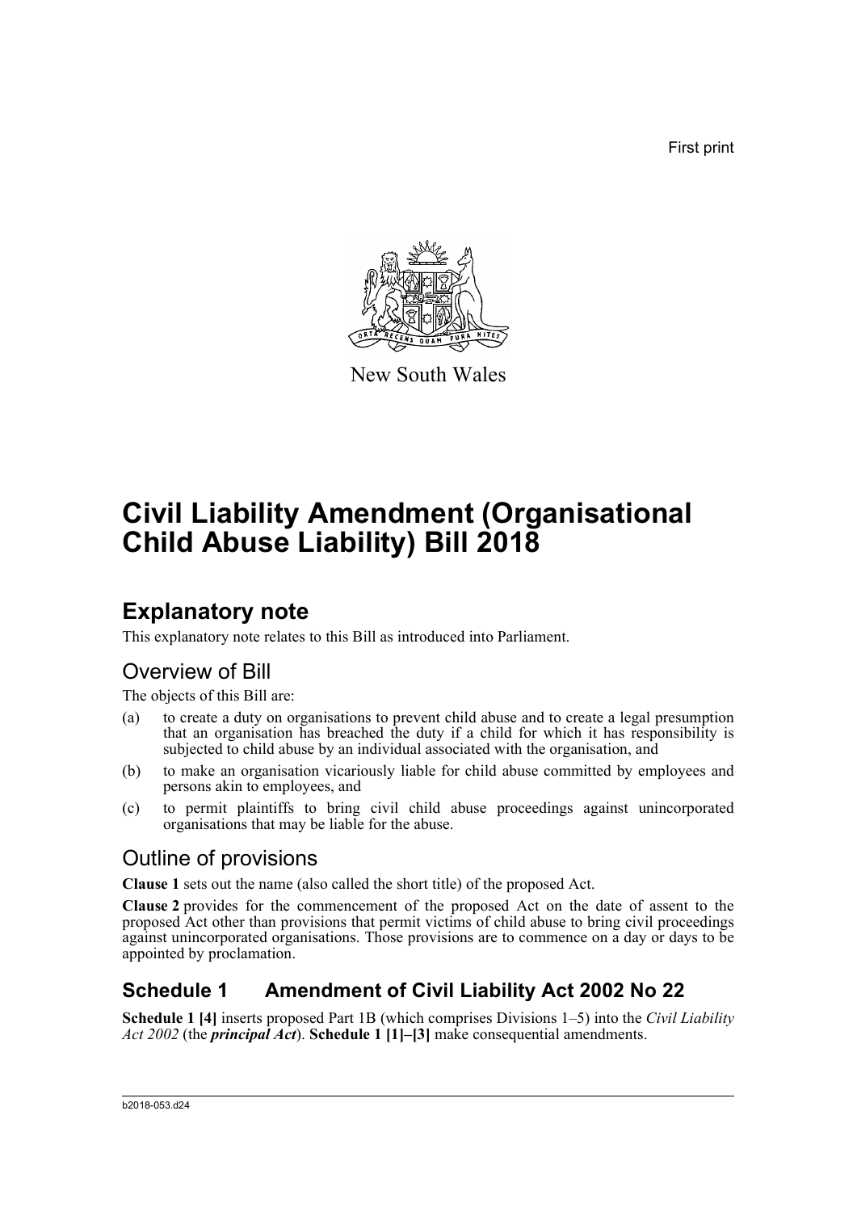First print

New South Wales

# Civil Liability Amendment (Organisational Child Abuse Liability) Bill 2018

## Explanatory note

This explanatory note relates to this Bill as introduced into Parliament.

### Overview of Bill

The objects of this Bill are:

(a) to create a duty on organisations to prevent child abuse and to create a legal presumption that an organisation has breached the duty if a child for which it has responsibility is subjected to child abuse by an individual associated with the organisation, and

(b) to make an organisation vicariously liable for child abuse committed by employees and persons akin to employees, and

(c) to permit plaintiffs to bring civil child abuse proceedings against unincorporated organisations that may be liable for the abuse.

### Outline of provisions

**Clause 1** sets out the name (also called the short title) of the proposed Act.

**Clause 2** provides for the commencement of the proposed Act on the date of assent to the proposed Act other than provisions that permit victims of child abuse to bring civil proceedings against unincorporated organisations. Those provisions are to commence on a day or days to be appointed by proclamation.

### Schedule 1 Amendment of Civil Liability Act 2002 No 22

**Schedule 1 [4]** inserts proposed Part 1B (which comprises Divisions 1–5) into the *Civil Liability Act 2002* (the ***principal Act***). **Schedule 1 [1]–[3]** make consequential amendments.

b2018-053.d24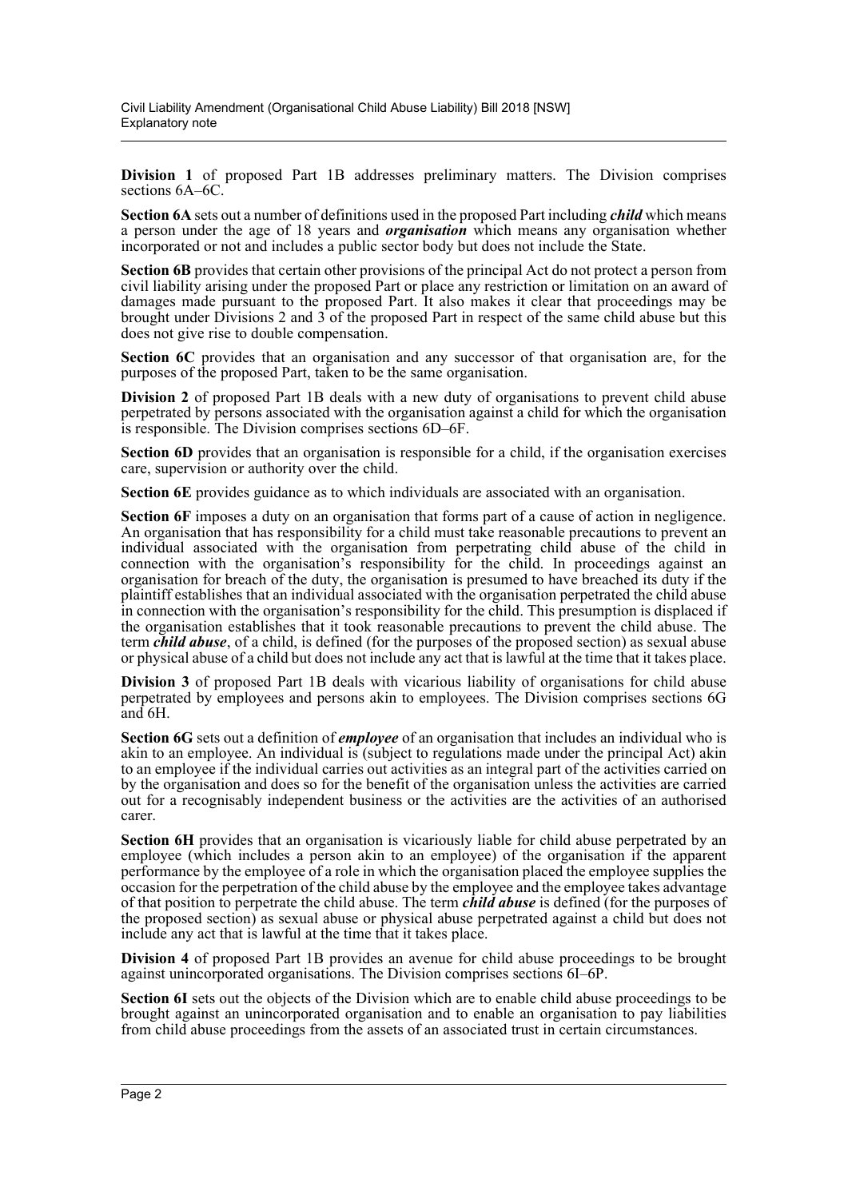**Division 1** of proposed Part 1B addresses preliminary matters. The Division comprises sections 6A–6C.

**Section 6A** sets out a number of definitions used in the proposed Part including ***child*** which means a person under the age of 18 years and ***organisation*** which means any organisation whether incorporated or not and includes a public sector body but does not include the State.

**Section 6B** provides that certain other provisions of the principal Act do not protect a person from civil liability arising under the proposed Part or place any restriction or limitation on an award of damages made pursuant to the proposed Part. It also makes it clear that proceedings may be brought under Divisions 2 and 3 of the proposed Part in respect of the same child abuse but this does not give rise to double compensation.

**Section 6C** provides that an organisation and any successor of that organisation are, for the purposes of the proposed Part, taken to be the same organisation.

**Division 2** of proposed Part 1B deals with a new duty of organisations to prevent child abuse perpetrated by persons associated with the organisation against a child for which the organisation is responsible. The Division comprises sections 6D–6F.

**Section 6D** provides that an organisation is responsible for a child, if the organisation exercises care, supervision or authority over the child.

**Section 6E** provides guidance as to which individuals are associated with an organisation.

**Section 6F** imposes a duty on an organisation that forms part of a cause of action in negligence. An organisation that has responsibility for a child must take reasonable precautions to prevent an individual associated with the organisation from perpetrating child abuse of the child in connection with the organisation's responsibility for the child. In proceedings against an organisation for breach of the duty, the organisation is presumed to have breached its duty if the plaintiff establishes that an individual associated with the organisation perpetrated the child abuse in connection with the organisation's responsibility for the child. This presumption is displaced if the organisation establishes that it took reasonable precautions to prevent the child abuse. The term ***child abuse***, of a child, is defined (for the purposes of the proposed section) as sexual abuse or physical abuse of a child but does not include any act that is lawful at the time that it takes place.

**Division 3** of proposed Part 1B deals with vicarious liability of organisations for child abuse perpetrated by employees and persons akin to employees. The Division comprises sections 6G and 6H.

**Section 6G** sets out a definition of ***employee*** of an organisation that includes an individual who is akin to an employee. An individual is (subject to regulations made under the principal Act) akin to an employee if the individual carries out activities as an integral part of the activities carried on by the organisation and does so for the benefit of the organisation unless the activities are carried out for a recognisably independent business or the activities are the activities of an authorised carer.

**Section 6H** provides that an organisation is vicariously liable for child abuse perpetrated by an employee (which includes a person akin to an employee) of the organisation if the apparent performance by the employee of a role in which the organisation placed the employee supplies the occasion for the perpetration of the child abuse by the employee and the employee takes advantage of that position to perpetrate the child abuse. The term ***child abuse*** is defined (for the purposes of the proposed section) as sexual abuse or physical abuse perpetrated against a child but does not include any act that is lawful at the time that it takes place.

**Division 4** of proposed Part 1B provides an avenue for child abuse proceedings to be brought against unincorporated organisations. The Division comprises sections 6I–6P.

**Section 6I** sets out the objects of the Division which are to enable child abuse proceedings to be brought against an unincorporated organisation and to enable an organisation to pay liabilities from child abuse proceedings from the assets of an associated trust in certain circumstances.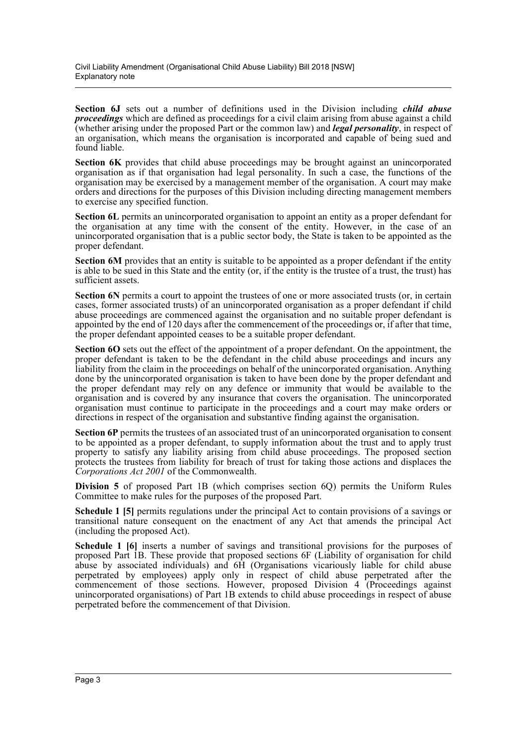**Section 6J** sets out a number of definitions used in the Division including ***child abuse proceedings*** which are defined as proceedings for a civil claim arising from abuse against a child (whether arising under the proposed Part or the common law) and ***legal personality***, in respect of an organisation, which means the organisation is incorporated and capable of being sued and found liable.

**Section 6K** provides that child abuse proceedings may be brought against an unincorporated organisation as if that organisation had legal personality. In such a case, the functions of the organisation may be exercised by a management member of the organisation. A court may make orders and directions for the purposes of this Division including directing management members to exercise any specified function.

**Section 6L** permits an unincorporated organisation to appoint an entity as a proper defendant for the organisation at any time with the consent of the entity. However, in the case of an unincorporated organisation that is a public sector body, the State is taken to be appointed as the proper defendant.

**Section 6M** provides that an entity is suitable to be appointed as a proper defendant if the entity is able to be sued in this State and the entity (or, if the entity is the trustee of a trust, the trust) has sufficient assets.

**Section 6N** permits a court to appoint the trustees of one or more associated trusts (or, in certain cases, former associated trusts) of an unincorporated organisation as a proper defendant if child abuse proceedings are commenced against the organisation and no suitable proper defendant is appointed by the end of 120 days after the commencement of the proceedings or, if after that time, the proper defendant appointed ceases to be a suitable proper defendant.

**Section 6O** sets out the effect of the appointment of a proper defendant. On the appointment, the proper defendant is taken to be the defendant in the child abuse proceedings and incurs any liability from the claim in the proceedings on behalf of the unincorporated organisation. Anything done by the unincorporated organisation is taken to have been done by the proper defendant and the proper defendant may rely on any defence or immunity that would be available to the organisation and is covered by any insurance that covers the organisation. The unincorporated organisation must continue to participate in the proceedings and a court may make orders or directions in respect of the organisation and substantive finding against the organisation.

**Section 6P** permits the trustees of an associated trust of an unincorporated organisation to consent to be appointed as a proper defendant, to supply information about the trust and to apply trust property to satisfy any liability arising from child abuse proceedings. The proposed section protects the trustees from liability for breach of trust for taking those actions and displaces the *Corporations Act 2001* of the Commonwealth.

**Division 5** of proposed Part 1B (which comprises section 6Q) permits the Uniform Rules Committee to make rules for the purposes of the proposed Part.

**Schedule 1 [5]** permits regulations under the principal Act to contain provisions of a savings or transitional nature consequent on the enactment of any Act that amends the principal Act (including the proposed Act).

**Schedule 1 [6]** inserts a number of savings and transitional provisions for the purposes of proposed Part 1B. These provide that proposed sections 6F (Liability of organisation for child abuse by associated individuals) and 6H (Organisations vicariously liable for child abuse perpetrated by employees) apply only in respect of child abuse perpetrated after the commencement of those sections. However, proposed Division 4 (Proceedings against unincorporated organisations) of Part 1B extends to child abuse proceedings in respect of abuse perpetrated before the commencement of that Division.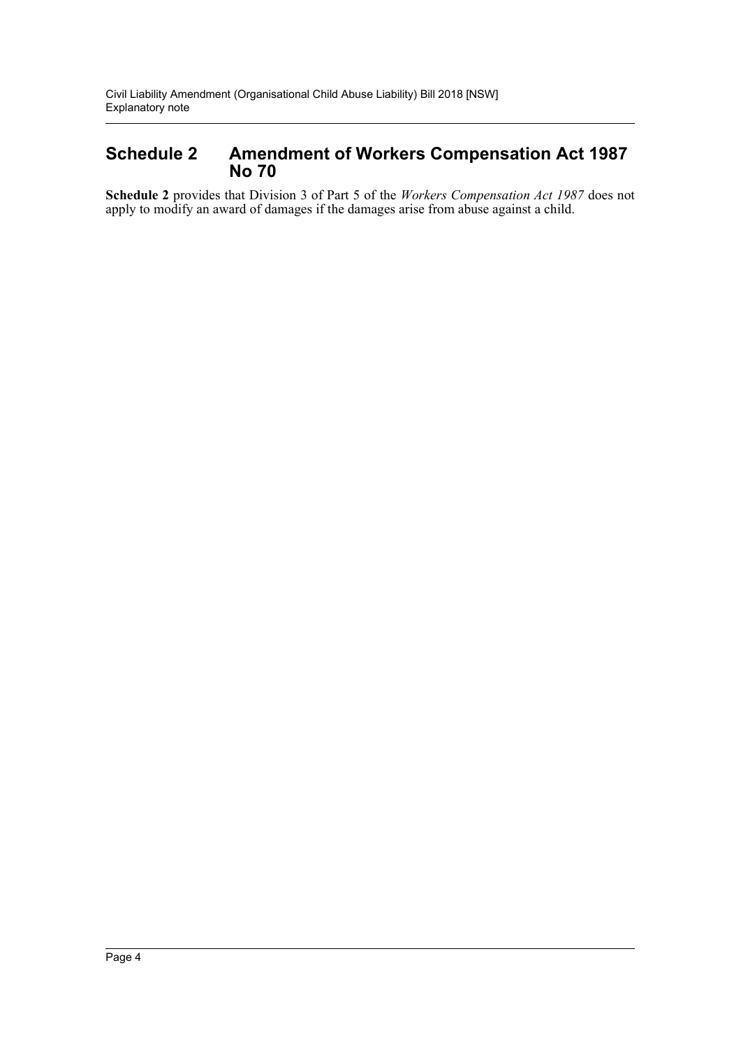## Schedule 2 Amendment of Workers Compensation Act 1987 No 70

**Schedule 2** provides that Division 3 of Part 5 of the *Workers Compensation Act 1987* does not apply to modify an award of damages if the damages arise from abuse against a child.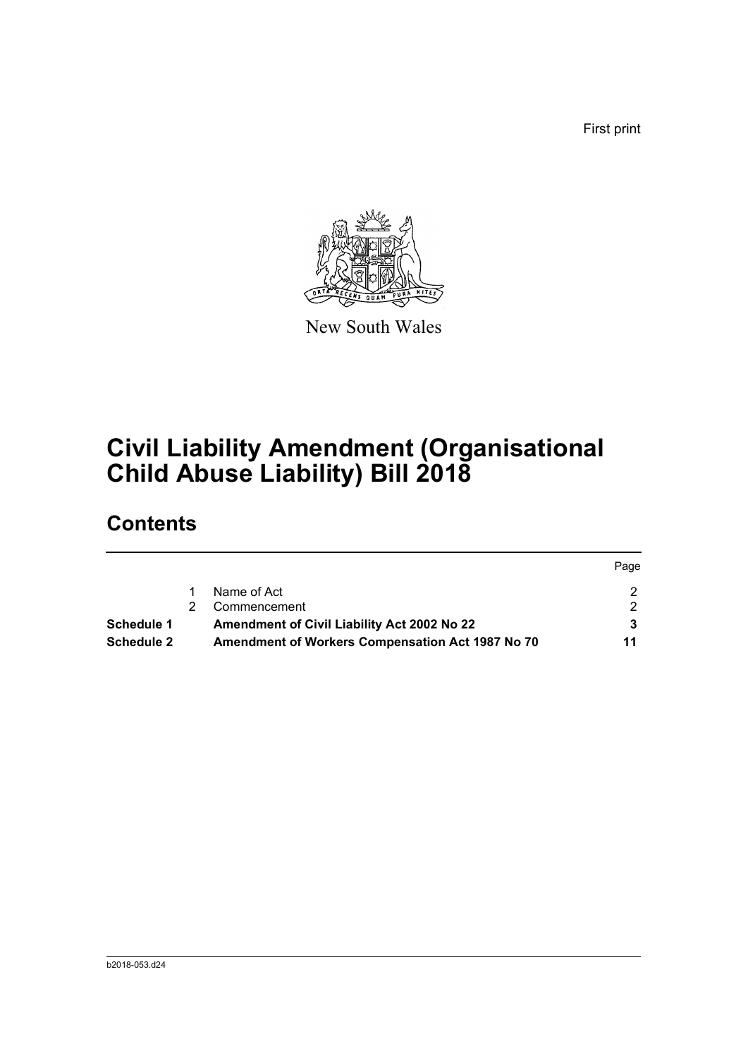First print

New South Wales

# Civil Liability Amendment (Organisational Child Abuse Liability) Bill 2018

## Contents

| | | | Page |
|---|---|---|---|
| | 1 | Name of Act | 2 |
| | 2 | Commencement | 2 |
| **Schedule 1** | | **Amendment of Civil Liability Act 2002 No 22** | **3** |
| **Schedule 2** | | **Amendment of Workers Compensation Act 1987 No 70** | **11** |

b2018-053.d24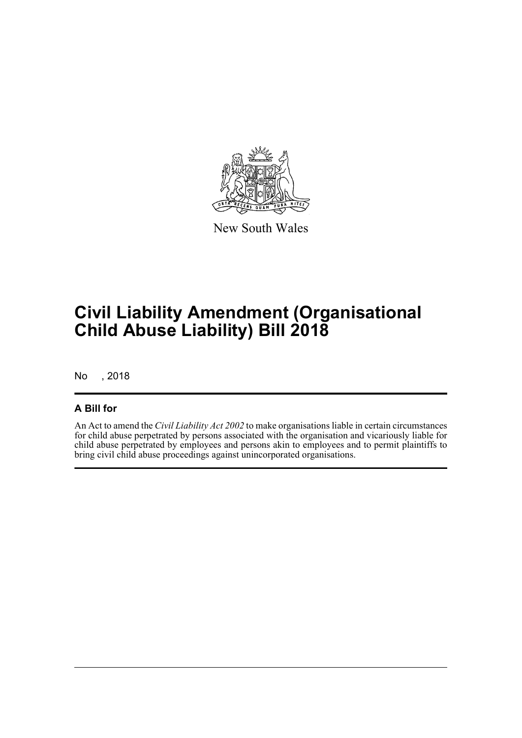New South Wales

# Civil Liability Amendment (Organisational Child Abuse Liability) Bill 2018

No , 2018

## A Bill for

An Act to amend the *Civil Liability Act 2002* to make organisations liable in certain circumstances for child abuse perpetrated by persons associated with the organisation and vicariously liable for child abuse perpetrated by employees and persons akin to employees and to permit plaintiffs to bring civil child abuse proceedings against unincorporated organisations.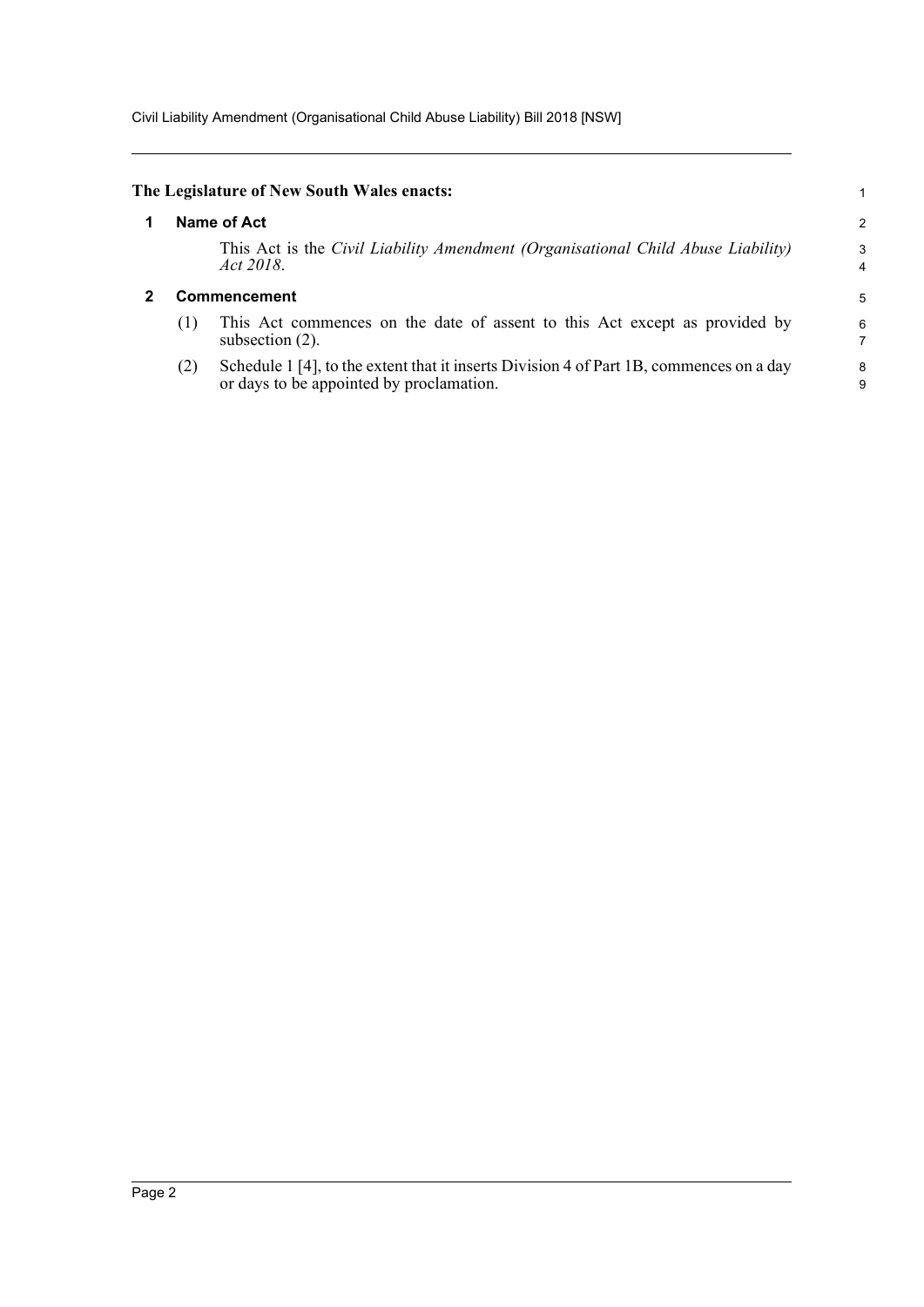**The Legislature of New South Wales enacts:**

## 1 Name of Act

This Act is the *Civil Liability Amendment (Organisational Child Abuse Liability) Act 2018*.

## 2 Commencement

(1) This Act commences on the date of assent to this Act except as provided by subsection (2).

(2) Schedule 1 [4], to the extent that it inserts Division 4 of Part 1B, commences on a day or days to be appointed by proclamation.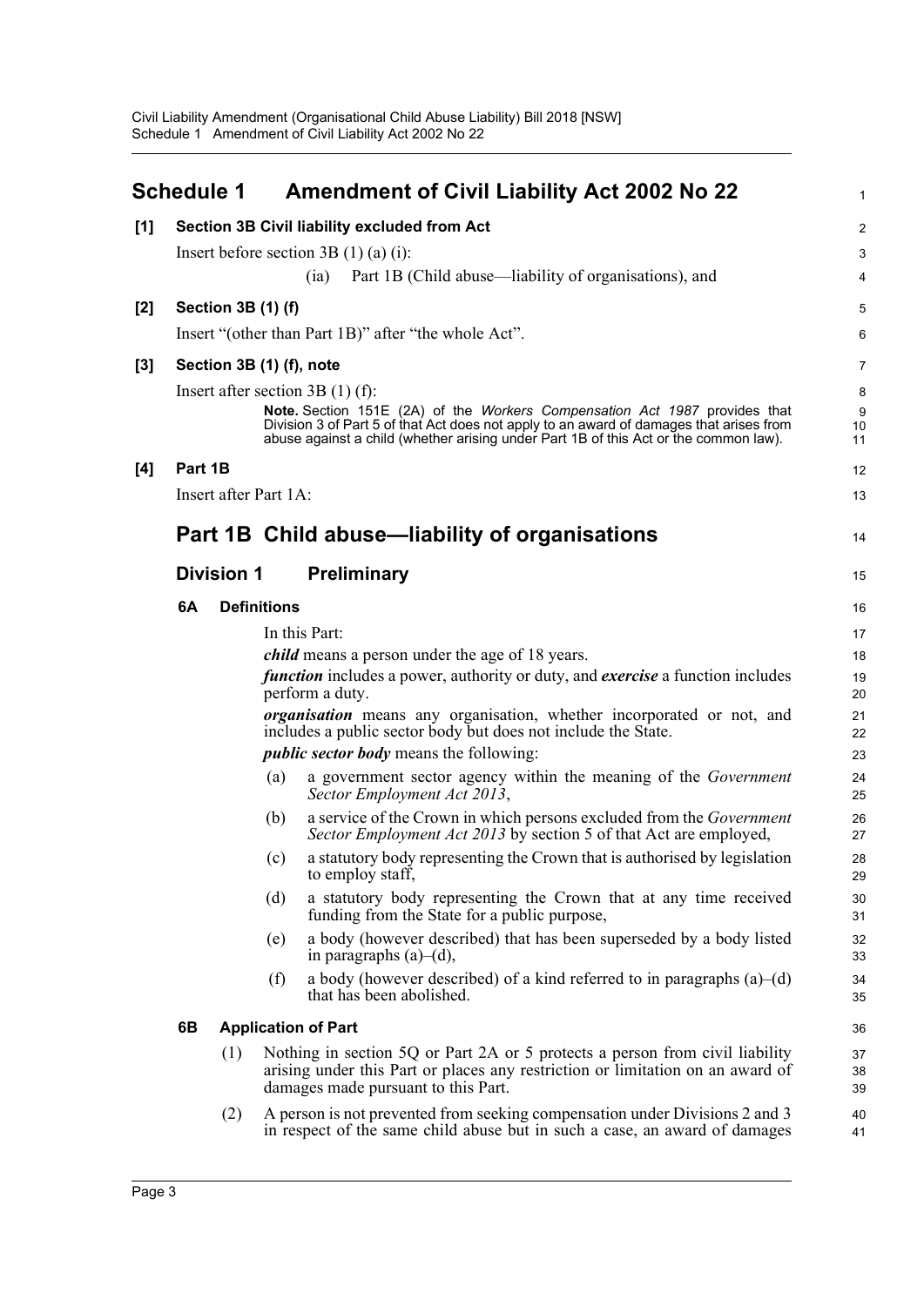# Schedule 1 Amendment of Civil Liability Act 2002 No 22

**[1] Section 3B Civil liability excluded from Act**

Insert before section 3B (1) (a) (i):

(ia) Part 1B (Child abuse—liability of organisations), and

**[2] Section 3B (1) (f)**

Insert "(other than Part 1B)" after "the whole Act".

**[3] Section 3B (1) (f), note**

Insert after section 3B (1) (f):

**Note.** Section 151E (2A) of the *Workers Compensation Act 1987* provides that Division 3 of Part 5 of that Act does not apply to an award of damages that arises from abuse against a child (whether arising under Part 1B of this Act or the common law).

**[4] Part 1B**

Insert after Part 1A:

## Part 1B Child abuse—liability of organisations

### Division 1 Preliminary

#### 6A Definitions

In this Part:

***child*** means a person under the age of 18 years.

***function*** includes a power, authority or duty, and ***exercise*** a function includes perform a duty.

***organisation*** means any organisation, whether incorporated or not, and includes a public sector body but does not include the State.

***public sector body*** means the following:

(a) a government sector agency within the meaning of the *Government Sector Employment Act 2013*,

(b) a service of the Crown in which persons excluded from the *Government Sector Employment Act 2013* by section 5 of that Act are employed,

(c) a statutory body representing the Crown that is authorised by legislation to employ staff,

(d) a statutory body representing the Crown that at any time received funding from the State for a public purpose,

(e) a body (however described) that has been superseded by a body listed in paragraphs (a)–(d),

(f) a body (however described) of a kind referred to in paragraphs (a)–(d) that has been abolished.

#### 6B Application of Part

(1) Nothing in section 5Q or Part 2A or 5 protects a person from civil liability arising under this Part or places any restriction or limitation on an award of damages made pursuant to this Part.

(2) A person is not prevented from seeking compensation under Divisions 2 and 3 in respect of the same child abuse but in such a case, an award of damages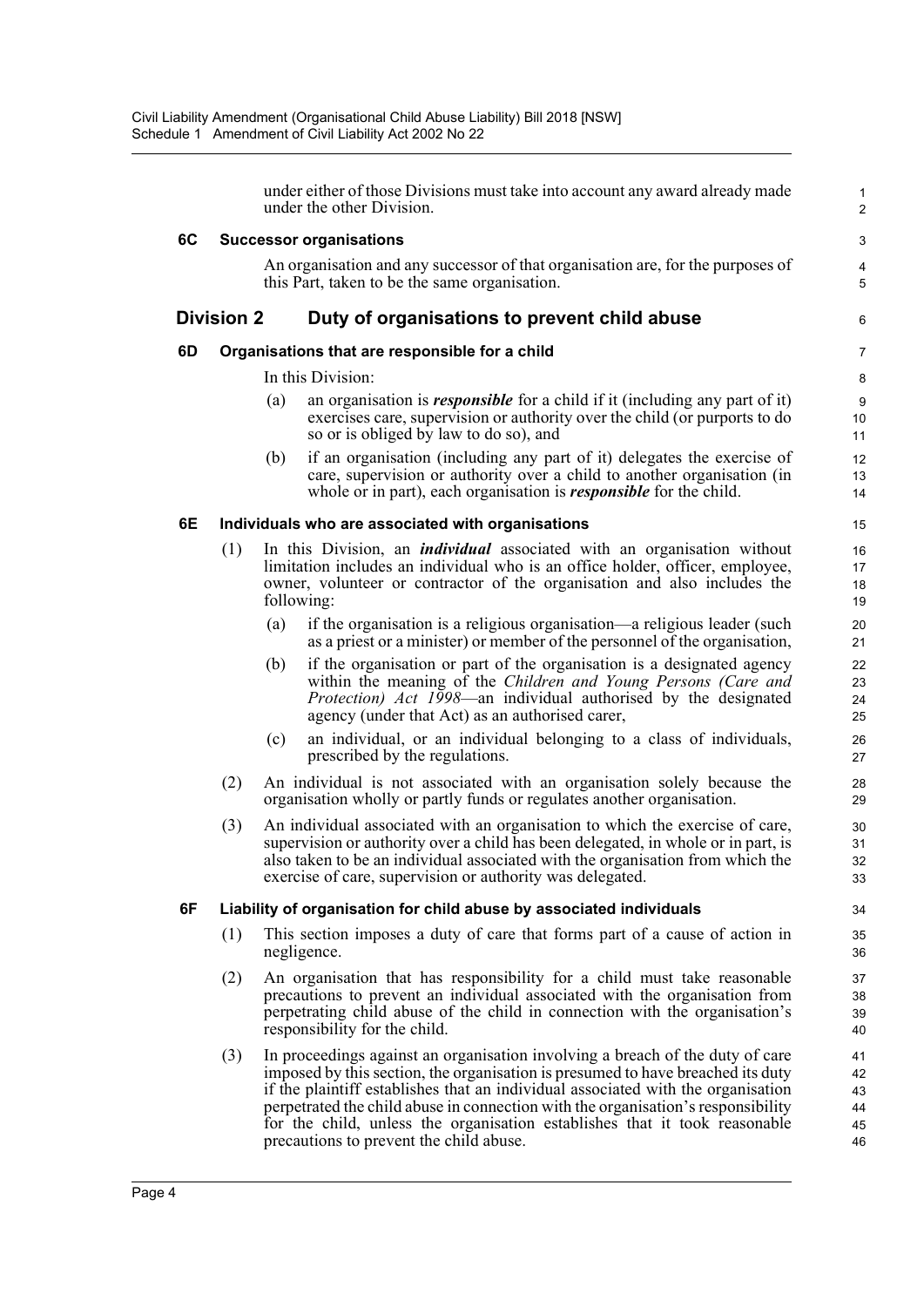under either of those Divisions must take into account any award already made under the other Division.

**6C Successor organisations**

An organisation and any successor of that organisation are, for the purposes of this Part, taken to be the same organisation.

## Division 2 Duty of organisations to prevent child abuse

**6D Organisations that are responsible for a child**

In this Division:

(a) an organisation is ***responsible*** for a child if it (including any part of it) exercises care, supervision or authority over the child (or purports to do so or is obliged by law to do so), and

(b) if an organisation (including any part of it) delegates the exercise of care, supervision or authority over a child to another organisation (in whole or in part), each organisation is ***responsible*** for the child.

**6E Individuals who are associated with organisations**

(1) In this Division, an ***individual*** associated with an organisation without limitation includes an individual who is an office holder, officer, employee, owner, volunteer or contractor of the organisation and also includes the following:

(a) if the organisation is a religious organisation—a religious leader (such as a priest or a minister) or member of the personnel of the organisation,

(b) if the organisation or part of the organisation is a designated agency within the meaning of the *Children and Young Persons (Care and Protection) Act 1998*—an individual authorised by the designated agency (under that Act) as an authorised carer,

(c) an individual, or an individual belonging to a class of individuals, prescribed by the regulations.

(2) An individual is not associated with an organisation solely because the organisation wholly or partly funds or regulates another organisation.

(3) An individual associated with an organisation to which the exercise of care, supervision or authority over a child has been delegated, in whole or in part, is also taken to be an individual associated with the organisation from which the exercise of care, supervision or authority was delegated.

**6F Liability of organisation for child abuse by associated individuals**

(1) This section imposes a duty of care that forms part of a cause of action in negligence.

(2) An organisation that has responsibility for a child must take reasonable precautions to prevent an individual associated with the organisation from perpetrating child abuse of the child in connection with the organisation's responsibility for the child.

(3) In proceedings against an organisation involving a breach of the duty of care imposed by this section, the organisation is presumed to have breached its duty if the plaintiff establishes that an individual associated with the organisation perpetrated the child abuse in connection with the organisation's responsibility for the child, unless the organisation establishes that it took reasonable precautions to prevent the child abuse.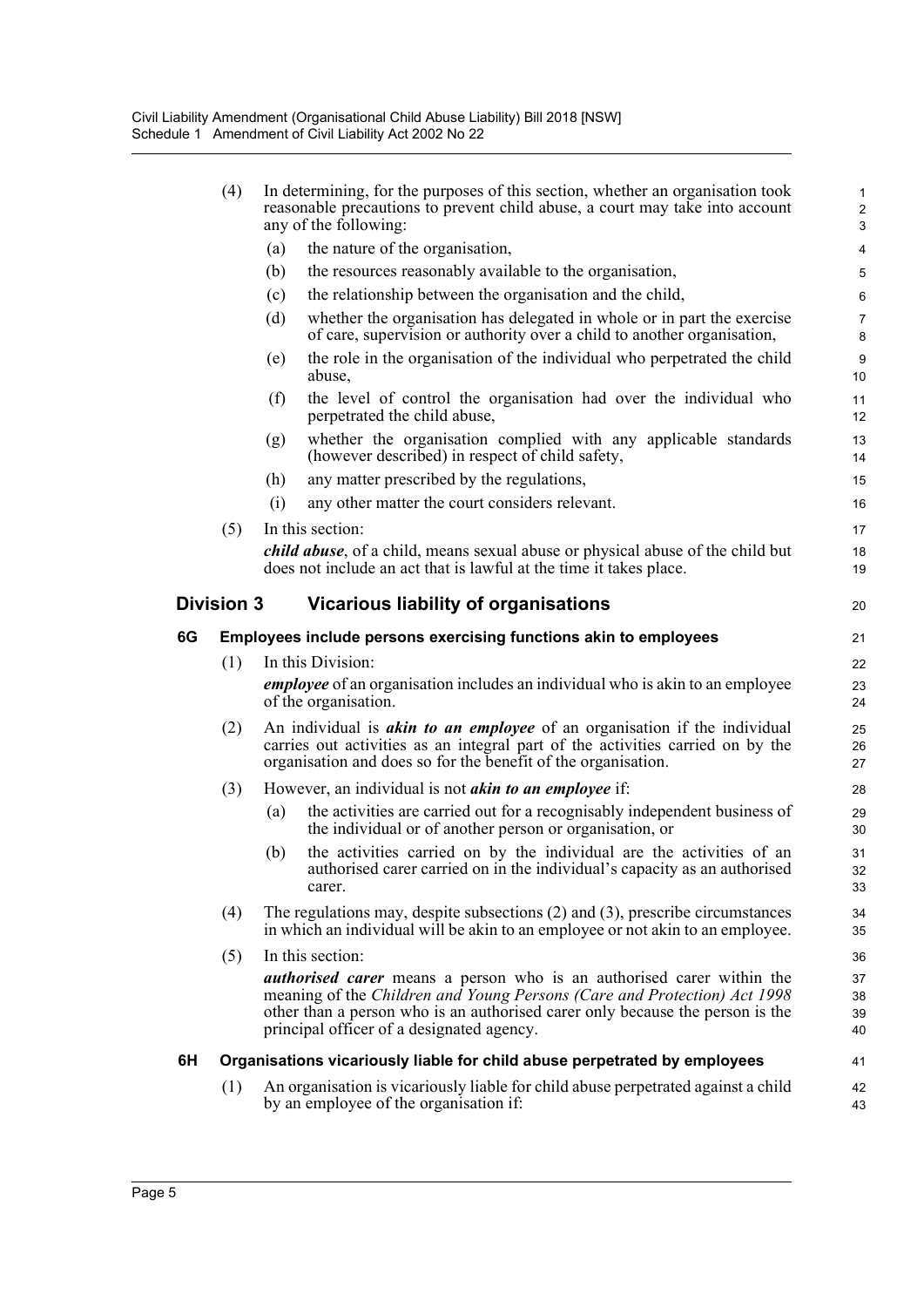(4) In determining, for the purposes of this section, whether an organisation took reasonable precautions to prevent child abuse, a court may take into account any of the following:

(a) the nature of the organisation,

(b) the resources reasonably available to the organisation,

(c) the relationship between the organisation and the child,

(d) whether the organisation has delegated in whole or in part the exercise of care, supervision or authority over a child to another organisation,

(e) the role in the organisation of the individual who perpetrated the child abuse,

(f) the level of control the organisation had over the individual who perpetrated the child abuse,

(g) whether the organisation complied with any applicable standards (however described) in respect of child safety,

(h) any matter prescribed by the regulations,

(i) any other matter the court considers relevant.

(5) In this section:

***child abuse***, of a child, means sexual abuse or physical abuse of the child but does not include an act that is lawful at the time it takes place.

## Division 3 Vicarious liability of organisations

### 6G Employees include persons exercising functions akin to employees

(1) In this Division:

***employee*** of an organisation includes an individual who is akin to an employee of the organisation.

(2) An individual is ***akin to an employee*** of an organisation if the individual carries out activities as an integral part of the activities carried on by the organisation and does so for the benefit of the organisation.

(3) However, an individual is not ***akin to an employee*** if:

(a) the activities are carried out for a recognisably independent business of the individual or of another person or organisation, or

(b) the activities carried on by the individual are the activities of an authorised carer carried on in the individual's capacity as an authorised carer.

(4) The regulations may, despite subsections (2) and (3), prescribe circumstances in which an individual will be akin to an employee or not akin to an employee.

(5) In this section:

***authorised carer*** means a person who is an authorised carer within the meaning of the *Children and Young Persons (Care and Protection) Act 1998* other than a person who is an authorised carer only because the person is the principal officer of a designated agency.

### 6H Organisations vicariously liable for child abuse perpetrated by employees

(1) An organisation is vicariously liable for child abuse perpetrated against a child by an employee of the organisation if: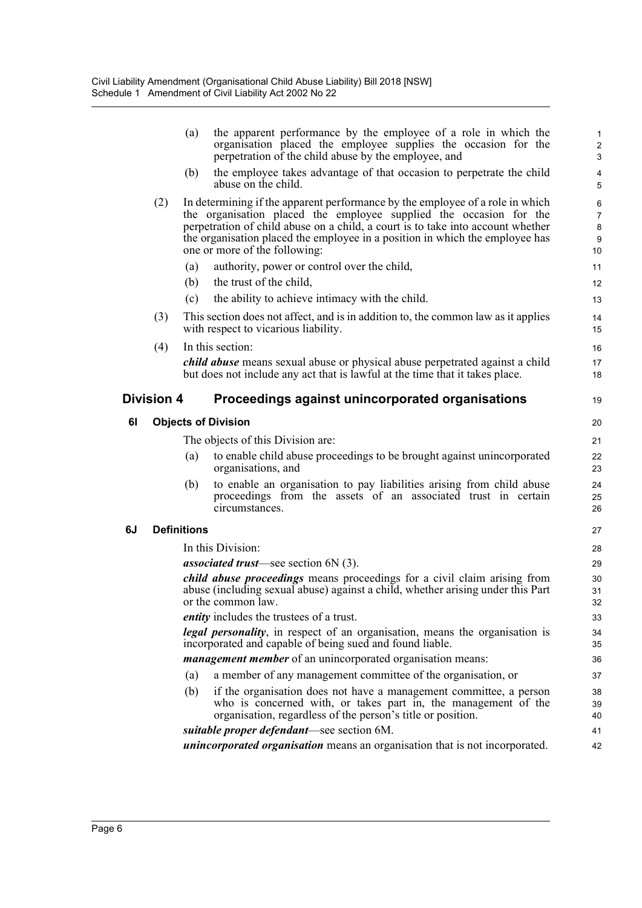(a) the apparent performance by the employee of a role in which the organisation placed the employee supplies the occasion for the perpetration of the child abuse by the employee, and

(b) the employee takes advantage of that occasion to perpetrate the child abuse on the child.

(2) In determining if the apparent performance by the employee of a role in which the organisation placed the employee supplied the occasion for the perpetration of child abuse on a child, a court is to take into account whether the organisation placed the employee in a position in which the employee has one or more of the following:

(a) authority, power or control over the child,

(b) the trust of the child,

(c) the ability to achieve intimacy with the child.

(3) This section does not affect, and is in addition to, the common law as it applies with respect to vicarious liability.

(4) In this section:

***child abuse*** means sexual abuse or physical abuse perpetrated against a child but does not include any act that is lawful at the time that it takes place.

## Division 4 Proceedings against unincorporated organisations

### 6I Objects of Division

The objects of this Division are:

(a) to enable child abuse proceedings to be brought against unincorporated organisations, and

(b) to enable an organisation to pay liabilities arising from child abuse proceedings from the assets of an associated trust in certain circumstances.

### 6J Definitions

In this Division:

***associated trust***—see section 6N (3).

***child abuse proceedings*** means proceedings for a civil claim arising from abuse (including sexual abuse) against a child, whether arising under this Part or the common law.

***entity*** includes the trustees of a trust.

***legal personality***, in respect of an organisation, means the organisation is incorporated and capable of being sued and found liable.

***management member*** of an unincorporated organisation means:

(a) a member of any management committee of the organisation, or

(b) if the organisation does not have a management committee, a person who is concerned with, or takes part in, the management of the organisation, regardless of the person's title or position.

***suitable proper defendant***—see section 6M.

***unincorporated organisation*** means an organisation that is not incorporated.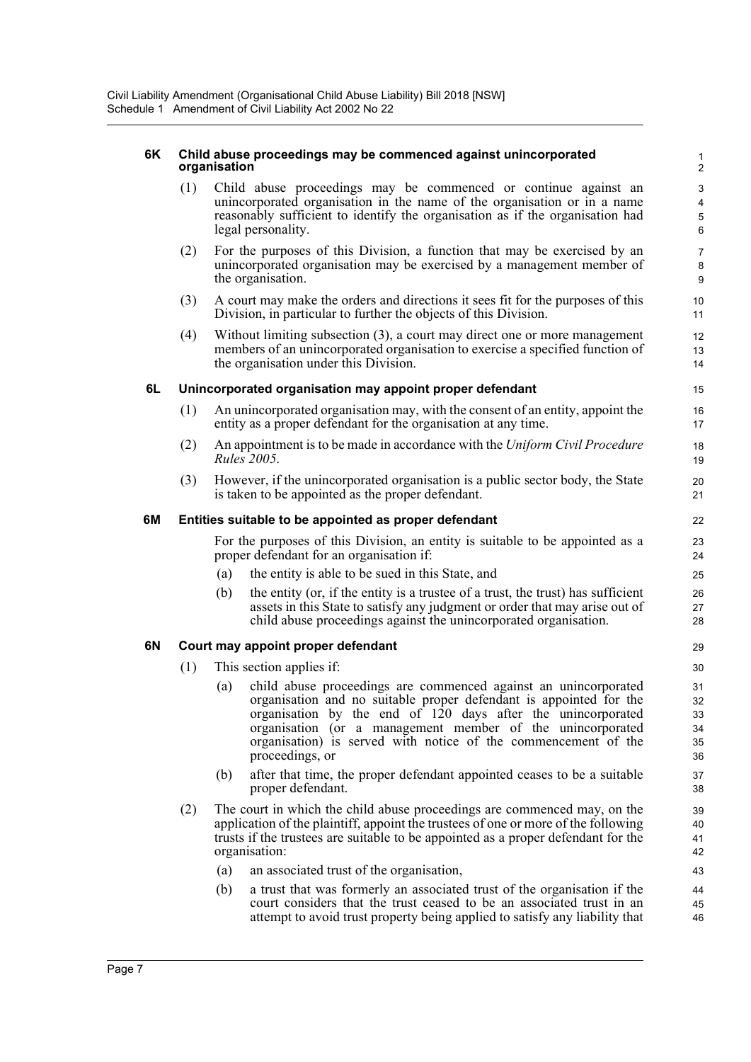### 6K Child abuse proceedings may be commenced against unincorporated organisation

(1) Child abuse proceedings may be commenced or continue against an unincorporated organisation in the name of the organisation or in a name reasonably sufficient to identify the organisation as if the organisation had legal personality.

(2) For the purposes of this Division, a function that may be exercised by an unincorporated organisation may be exercised by a management member of the organisation.

(3) A court may make the orders and directions it sees fit for the purposes of this Division, in particular to further the objects of this Division.

(4) Without limiting subsection (3), a court may direct one or more management members of an unincorporated organisation to exercise a specified function of the organisation under this Division.

### 6L Unincorporated organisation may appoint proper defendant

(1) An unincorporated organisation may, with the consent of an entity, appoint the entity as a proper defendant for the organisation at any time.

(2) An appointment is to be made in accordance with the *Uniform Civil Procedure Rules 2005*.

(3) However, if the unincorporated organisation is a public sector body, the State is taken to be appointed as the proper defendant.

### 6M Entities suitable to be appointed as proper defendant

For the purposes of this Division, an entity is suitable to be appointed as a proper defendant for an organisation if:

(a) the entity is able to be sued in this State, and

(b) the entity (or, if the entity is a trustee of a trust, the trust) has sufficient assets in this State to satisfy any judgment or order that may arise out of child abuse proceedings against the unincorporated organisation.

### 6N Court may appoint proper defendant

(1) This section applies if:

(a) child abuse proceedings are commenced against an unincorporated organisation and no suitable proper defendant is appointed for the organisation by the end of 120 days after the unincorporated organisation (or a management member of the unincorporated organisation) is served with notice of the commencement of the proceedings, or

(b) after that time, the proper defendant appointed ceases to be a suitable proper defendant.

(2) The court in which the child abuse proceedings are commenced may, on the application of the plaintiff, appoint the trustees of one or more of the following trusts if the trustees are suitable to be appointed as a proper defendant for the organisation:

(a) an associated trust of the organisation,

(b) a trust that was formerly an associated trust of the organisation if the court considers that the trust ceased to be an associated trust in an attempt to avoid trust property being applied to satisfy any liability that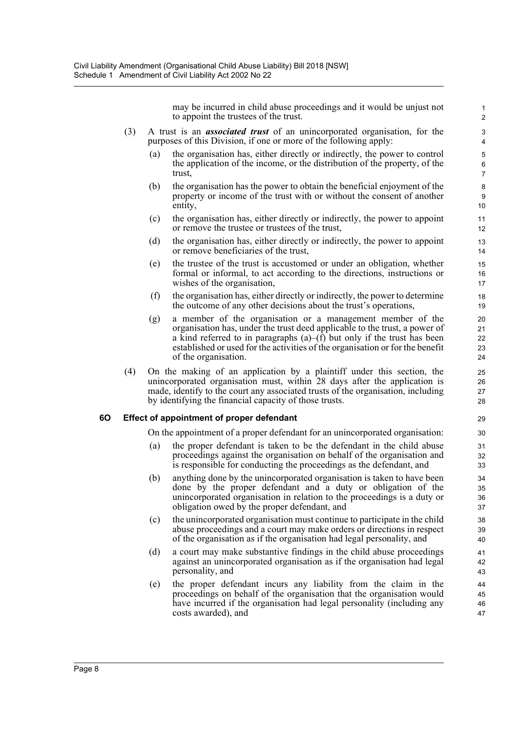may be incurred in child abuse proceedings and it would be unjust not to appoint the trustees of the trust.

(3) A trust is an ***associated trust*** of an unincorporated organisation, for the purposes of this Division, if one or more of the following apply:

(a) the organisation has, either directly or indirectly, the power to control the application of the income, or the distribution of the property, of the trust,

(b) the organisation has the power to obtain the beneficial enjoyment of the property or income of the trust with or without the consent of another entity,

(c) the organisation has, either directly or indirectly, the power to appoint or remove the trustee or trustees of the trust,

(d) the organisation has, either directly or indirectly, the power to appoint or remove beneficiaries of the trust,

(e) the trustee of the trust is accustomed or under an obligation, whether formal or informal, to act according to the directions, instructions or wishes of the organisation,

(f) the organisation has, either directly or indirectly, the power to determine the outcome of any other decisions about the trust's operations,

(g) a member of the organisation or a management member of the organisation has, under the trust deed applicable to the trust, a power of a kind referred to in paragraphs (a)–(f) but only if the trust has been established or used for the activities of the organisation or for the benefit of the organisation.

(4) On the making of an application by a plaintiff under this section, the unincorporated organisation must, within 28 days after the application is made, identify to the court any associated trusts of the organisation, including by identifying the financial capacity of those trusts.

### 6O Effect of appointment of proper defendant

On the appointment of a proper defendant for an unincorporated organisation:

(a) the proper defendant is taken to be the defendant in the child abuse proceedings against the organisation on behalf of the organisation and is responsible for conducting the proceedings as the defendant, and

(b) anything done by the unincorporated organisation is taken to have been done by the proper defendant and a duty or obligation of the unincorporated organisation in relation to the proceedings is a duty or obligation owed by the proper defendant, and

(c) the unincorporated organisation must continue to participate in the child abuse proceedings and a court may make orders or directions in respect of the organisation as if the organisation had legal personality, and

(d) a court may make substantive findings in the child abuse proceedings against an unincorporated organisation as if the organisation had legal personality, and

(e) the proper defendant incurs any liability from the claim in the proceedings on behalf of the organisation that the organisation would have incurred if the organisation had legal personality (including any costs awarded), and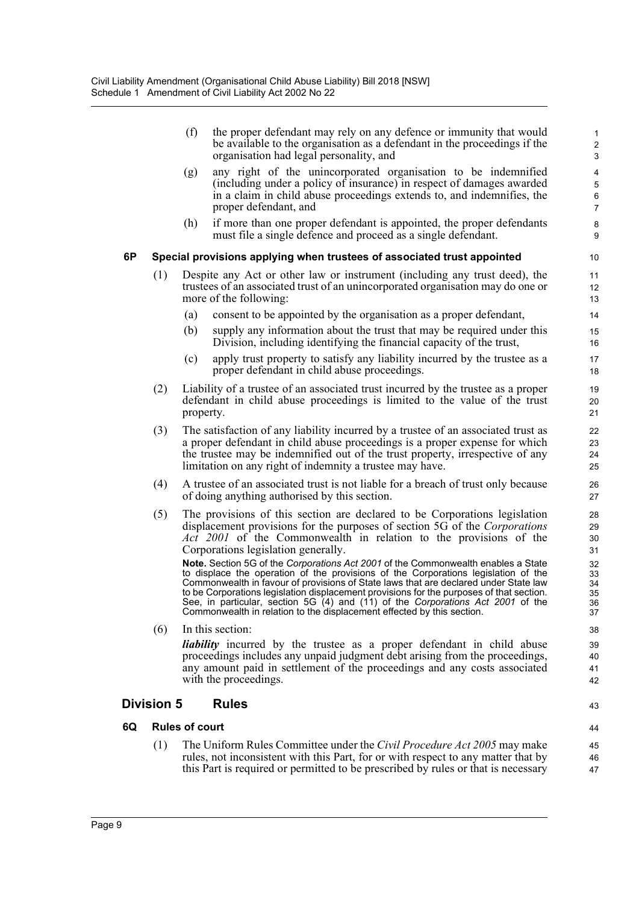(f) the proper defendant may rely on any defence or immunity that would be available to the organisation as a defendant in the proceedings if the organisation had legal personality, and

(g) any right of the unincorporated organisation to be indemnified (including under a policy of insurance) in respect of damages awarded in a claim in child abuse proceedings extends to, and indemnifies, the proper defendant, and

(h) if more than one proper defendant is appointed, the proper defendants must file a single defence and proceed as a single defendant.

### 6P Special provisions applying when trustees of associated trust appointed

(1) Despite any Act or other law or instrument (including any trust deed), the trustees of an associated trust of an unincorporated organisation may do one or more of the following:

(a) consent to be appointed by the organisation as a proper defendant,

(b) supply any information about the trust that may be required under this Division, including identifying the financial capacity of the trust,

(c) apply trust property to satisfy any liability incurred by the trustee as a proper defendant in child abuse proceedings.

(2) Liability of a trustee of an associated trust incurred by the trustee as a proper defendant in child abuse proceedings is limited to the value of the trust property.

(3) The satisfaction of any liability incurred by a trustee of an associated trust as a proper defendant in child abuse proceedings is a proper expense for which the trustee may be indemnified out of the trust property, irrespective of any limitation on any right of indemnity a trustee may have.

(4) A trustee of an associated trust is not liable for a breach of trust only because of doing anything authorised by this section.

(5) The provisions of this section are declared to be Corporations legislation displacement provisions for the purposes of section 5G of the *Corporations Act 2001* of the Commonwealth in relation to the provisions of the Corporations legislation generally.

**Note.** Section 5G of the *Corporations Act 2001* of the Commonwealth enables a State to displace the operation of the provisions of the Corporations legislation of the Commonwealth in favour of provisions of State laws that are declared under State law to be Corporations legislation displacement provisions for the purposes of that section. See, in particular, section 5G (4) and (11) of the *Corporations Act 2001* of the Commonwealth in relation to the displacement effected by this section.

(6) In this section:

***liability*** incurred by the trustee as a proper defendant in child abuse proceedings includes any unpaid judgment debt arising from the proceedings, any amount paid in settlement of the proceedings and any costs associated with the proceedings.

## Division 5 Rules

### 6Q Rules of court

(1) The Uniform Rules Committee under the *Civil Procedure Act 2005* may make rules, not inconsistent with this Part, for or with respect to any matter that by this Part is required or permitted to be prescribed by rules or that is necessary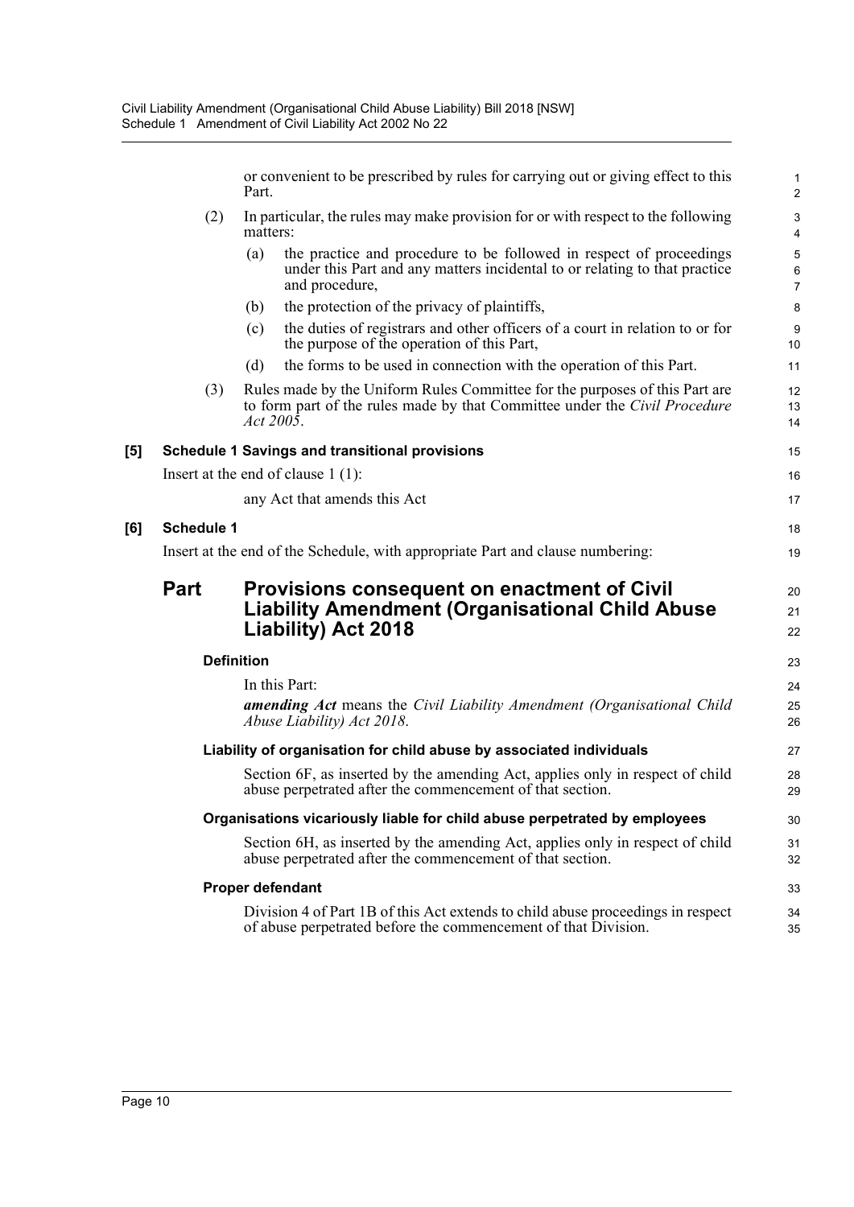or convenient to be prescribed by rules for carrying out or giving effect to this Part.

(2) In particular, the rules may make provision for or with respect to the following matters:

(a) the practice and procedure to be followed in respect of proceedings under this Part and any matters incidental to or relating to that practice and procedure,

(b) the protection of the privacy of plaintiffs,

(c) the duties of registrars and other officers of a court in relation to or for the purpose of the operation of this Part,

(d) the forms to be used in connection with the operation of this Part.

(3) Rules made by the Uniform Rules Committee for the purposes of this Part are to form part of the rules made by that Committee under the *Civil Procedure Act 2005*.

**[5] Schedule 1 Savings and transitional provisions**

Insert at the end of clause 1 (1):

any Act that amends this Act

**[6] Schedule 1**

Insert at the end of the Schedule, with appropriate Part and clause numbering:

## Part Provisions consequent on enactment of Civil Liability Amendment (Organisational Child Abuse Liability) Act 2018

### Definition

In this Part:

***amending Act*** means the *Civil Liability Amendment (Organisational Child Abuse Liability) Act 2018*.

### Liability of organisation for child abuse by associated individuals

Section 6F, as inserted by the amending Act, applies only in respect of child abuse perpetrated after the commencement of that section.

### Organisations vicariously liable for child abuse perpetrated by employees

Section 6H, as inserted by the amending Act, applies only in respect of child abuse perpetrated after the commencement of that section.

### Proper defendant

Division 4 of Part 1B of this Act extends to child abuse proceedings in respect of abuse perpetrated before the commencement of that Division.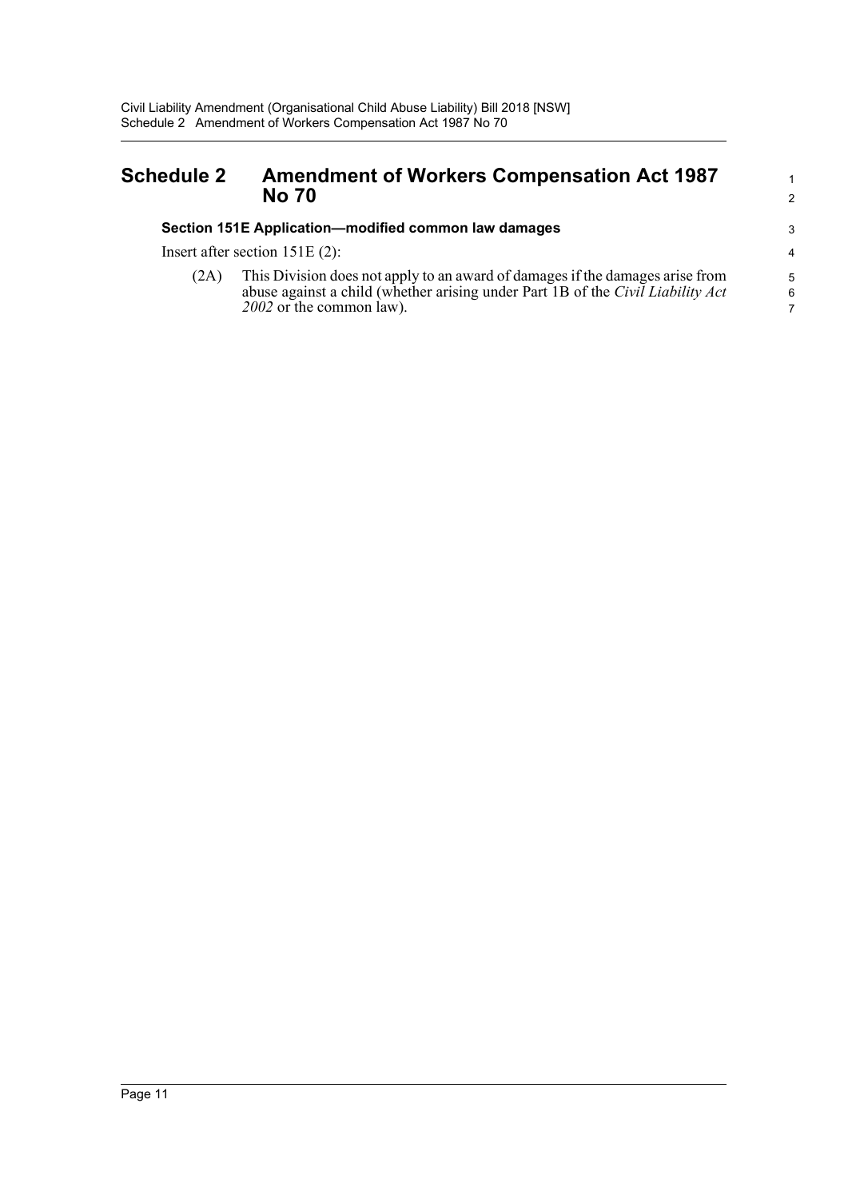# Schedule 2 Amendment of Workers Compensation Act 1987 No 70

### Section 151E Application—modified common law damages

Insert after section 151E (2):

(2A) This Division does not apply to an award of damages if the damages arise from abuse against a child (whether arising under Part 1B of the *Civil Liability Act 2002* or the common law).